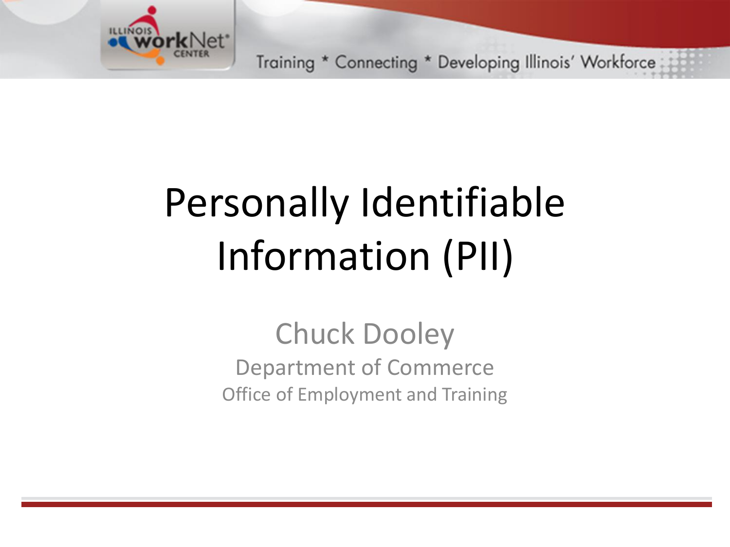# Personally Identifiable Information (PII)

Chuck Dooley

Department of Commerce

Office of Employment and Training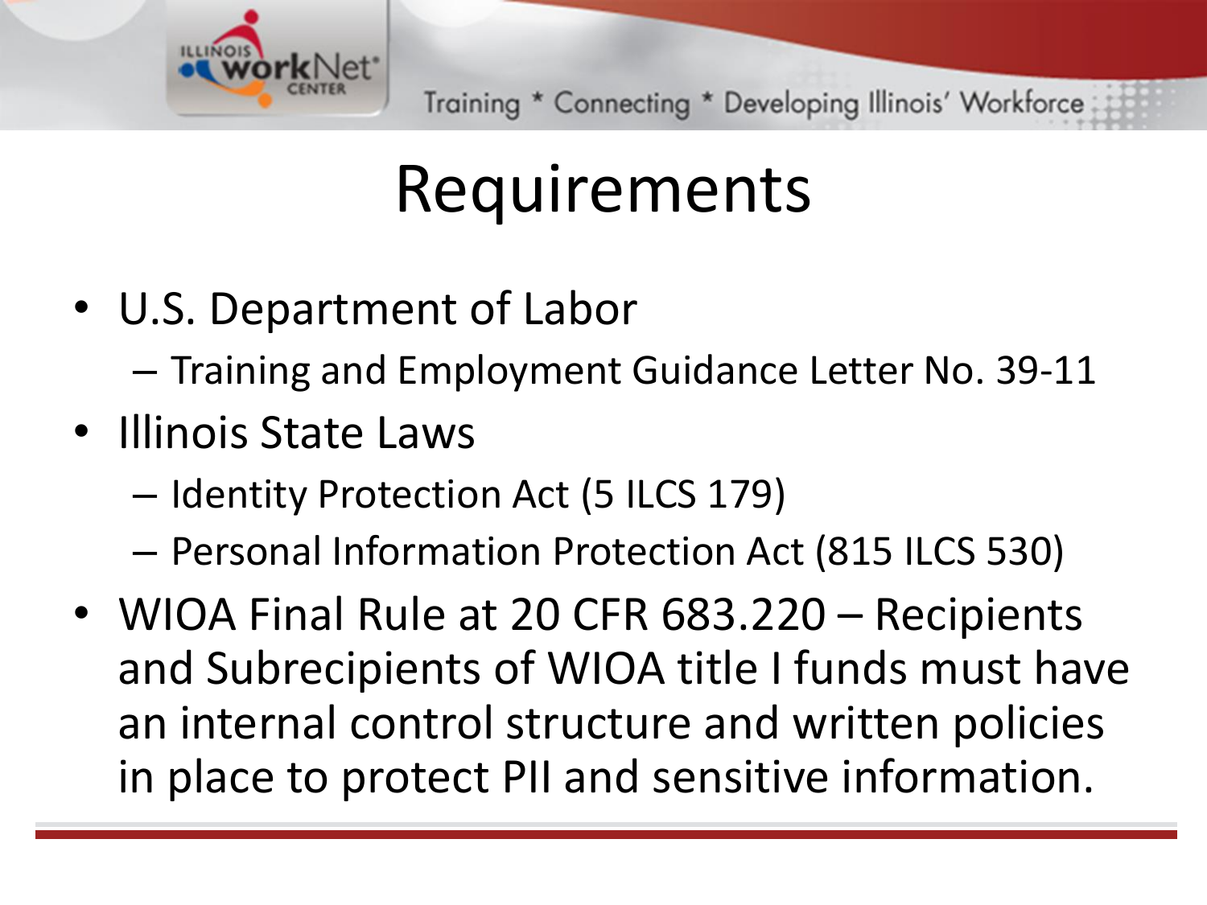# Requirements

- U.S. Department of Labor
  - Training and Employment Guidance Letter No. 39-11
- Illinois State Laws
  - Identity Protection Act (5 ILCS 179)
  - Personal Information Protection Act (815 ILCS 530)
- WIOA Final Rule at 20 CFR 683.220 – Recipients and Subrecipients of WIOA title I funds must have an internal control structure and written policies in place to protect PII and sensitive information.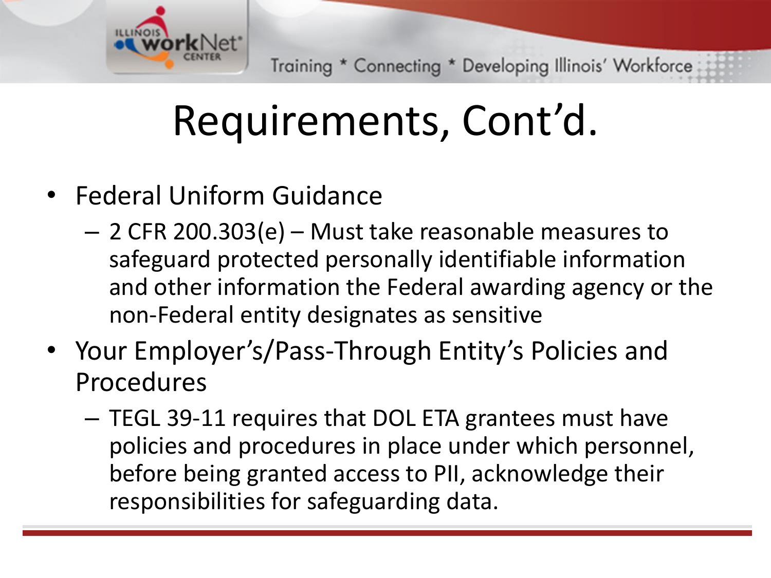# Requirements, Cont'd.

- Federal Uniform Guidance
  - 2 CFR 200.303(e) – Must take reasonable measures to safeguard protected personally identifiable information and other information the Federal awarding agency or the non-Federal entity designates as sensitive
- Your Employer's/Pass-Through Entity's Policies and Procedures
  - TEGL 39-11 requires that DOL ETA grantees must have policies and procedures in place under which personnel, before being granted access to PII, acknowledge their responsibilities for safeguarding data.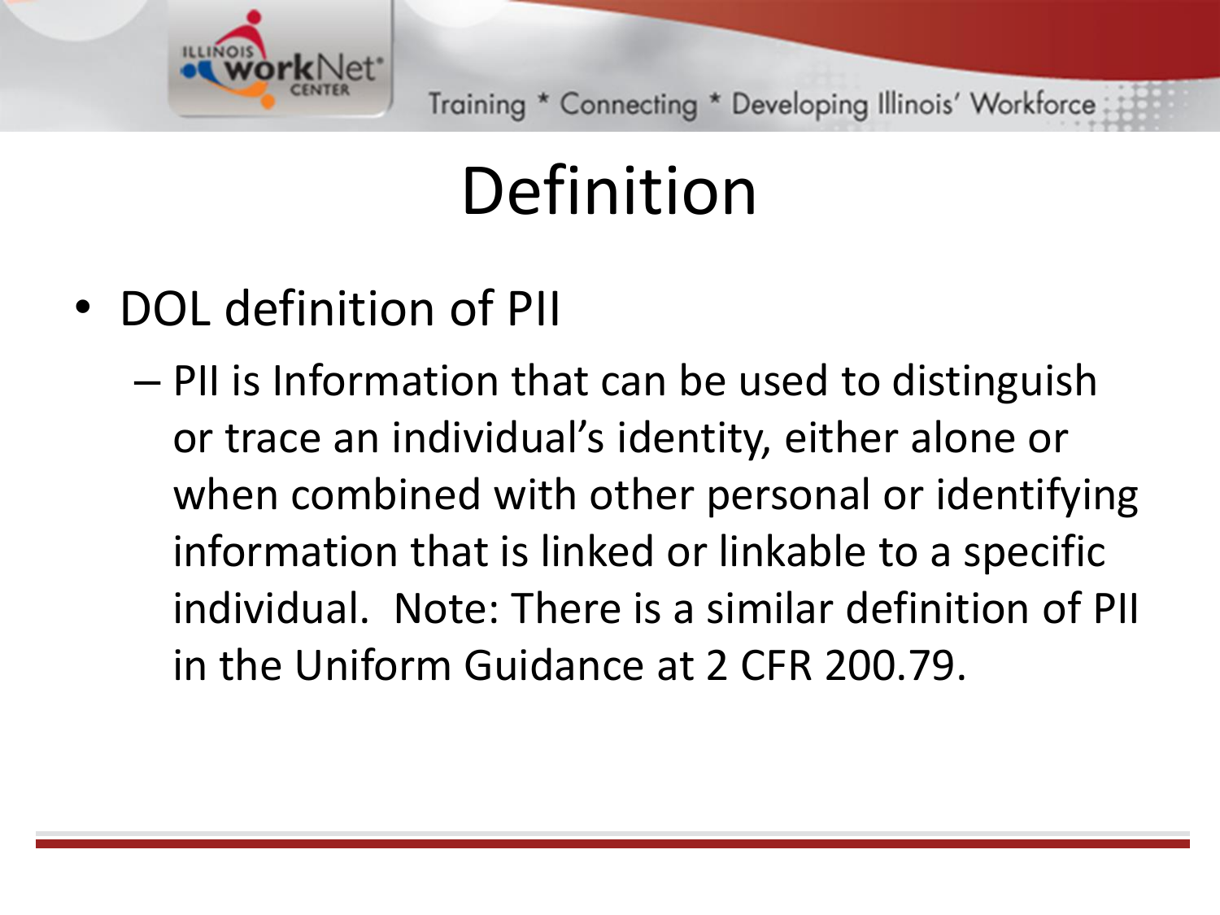# Definition

- DOL definition of PII
  - PII is Information that can be used to distinguish or trace an individual's identity, either alone or when combined with other personal or identifying information that is linked or linkable to a specific individual. Note: There is a similar definition of PII in the Uniform Guidance at 2 CFR 200.79.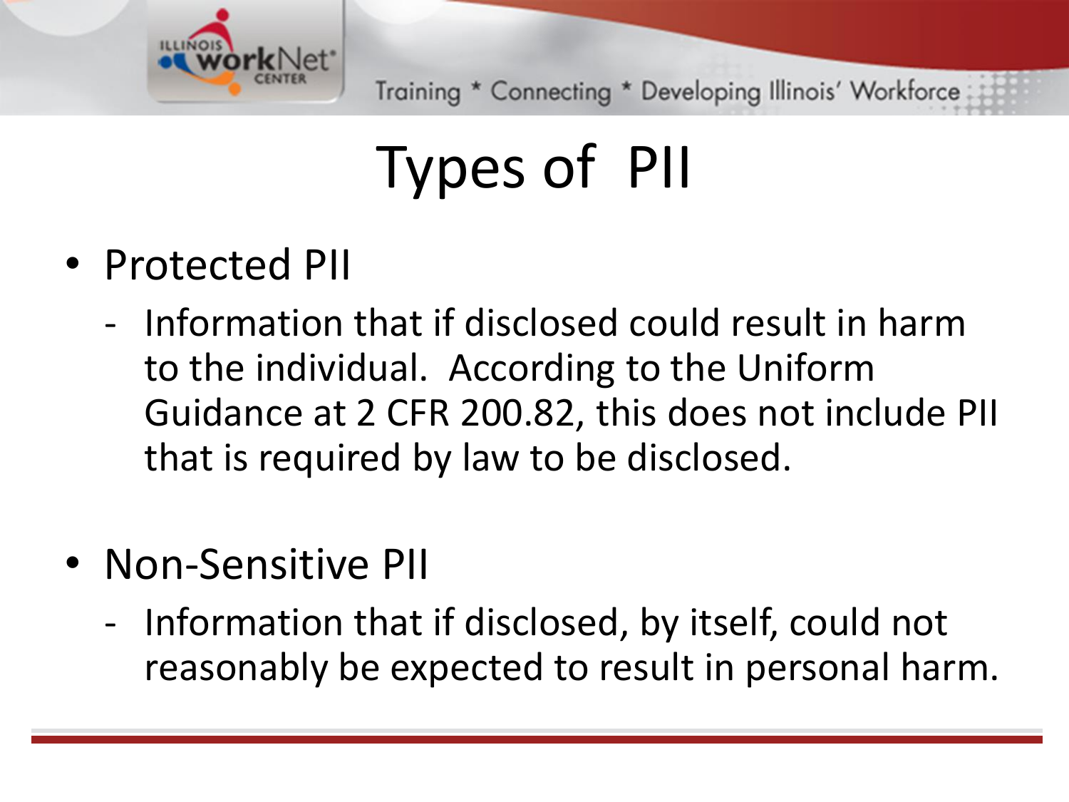# Types of PII

- Protected PII
  - Information that if disclosed could result in harm to the individual. According to the Uniform Guidance at 2 CFR 200.82, this does not include PII that is required by law to be disclosed.

- Non-Sensitive PII
  - Information that if disclosed, by itself, could not reasonably be expected to result in personal harm.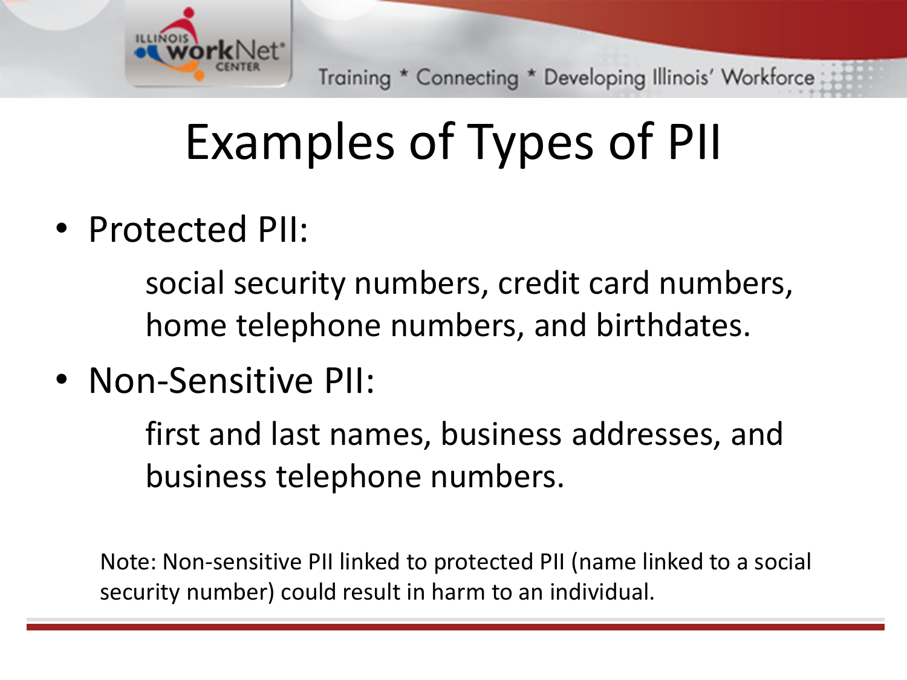# Examples of Types of PII

- Protected PII:

  social security numbers, credit card numbers, home telephone numbers, and birthdates.

- Non-Sensitive PII:

  first and last names, business addresses, and business telephone numbers.

Note: Non-sensitive PII linked to protected PII (name linked to a social security number) could result in harm to an individual.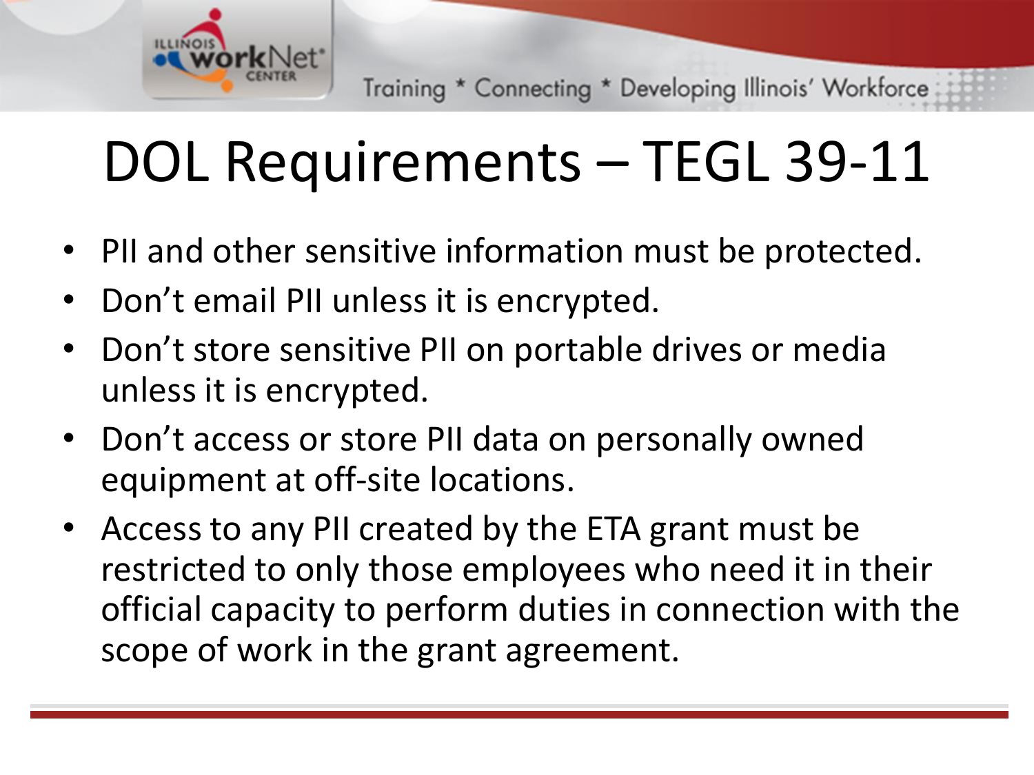# DOL Requirements – TEGL 39-11

- PII and other sensitive information must be protected.
- Don’t email PII unless it is encrypted.
- Don’t store sensitive PII on portable drives or media unless it is encrypted.
- Don’t access or store PII data on personally owned equipment at off-site locations.
- Access to any PII created by the ETA grant must be restricted to only those employees who need it in their official capacity to perform duties in connection with the scope of work in the grant agreement.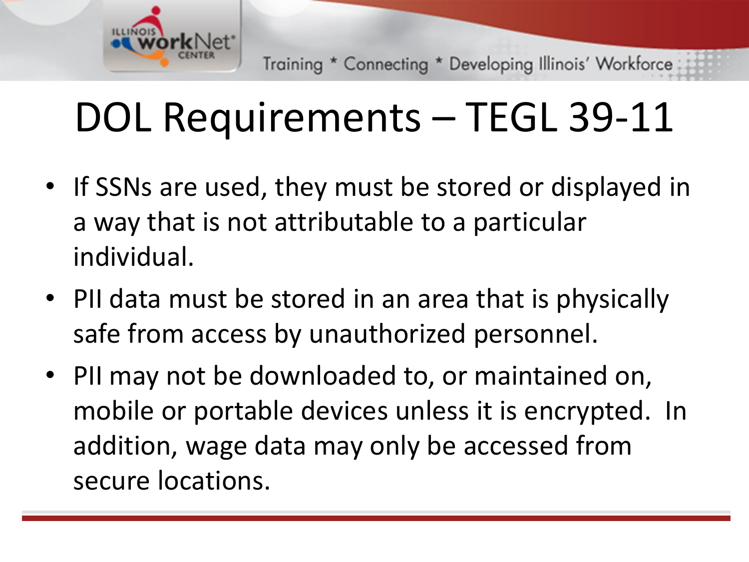# DOL Requirements – TEGL 39-11

- If SSNs are used, they must be stored or displayed in a way that is not attributable to a particular individual.
- PII data must be stored in an area that is physically safe from access by unauthorized personnel.
- PII may not be downloaded to, or maintained on, mobile or portable devices unless it is encrypted. In addition, wage data may only be accessed from secure locations.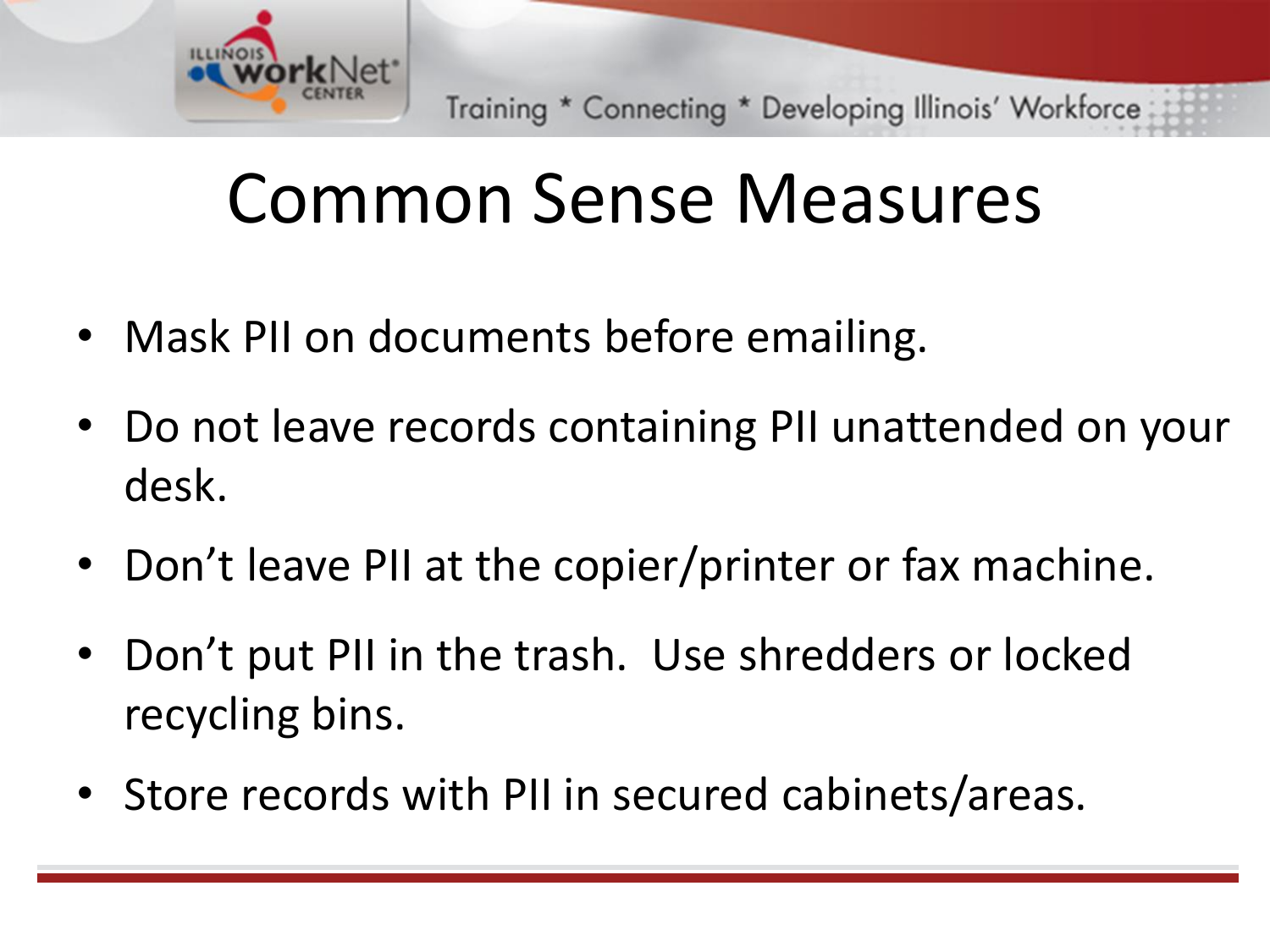# Common Sense Measures

- Mask PII on documents before emailing.
- Do not leave records containing PII unattended on your desk.
- Don't leave PII at the copier/printer or fax machine.
- Don't put PII in the trash. Use shredders or locked recycling bins.
- Store records with PII in secured cabinets/areas.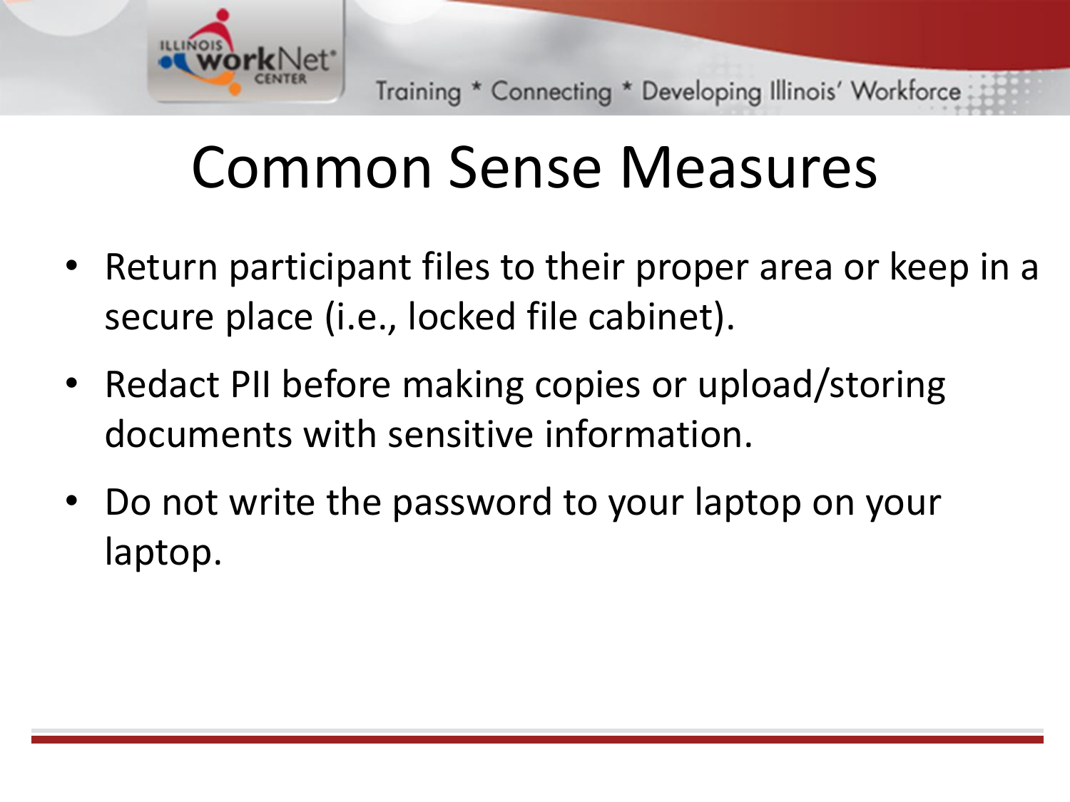# Common Sense Measures

- Return participant files to their proper area or keep in a secure place (i.e., locked file cabinet).
- Redact PII before making copies or upload/storing documents with sensitive information.
- Do not write the password to your laptop on your laptop.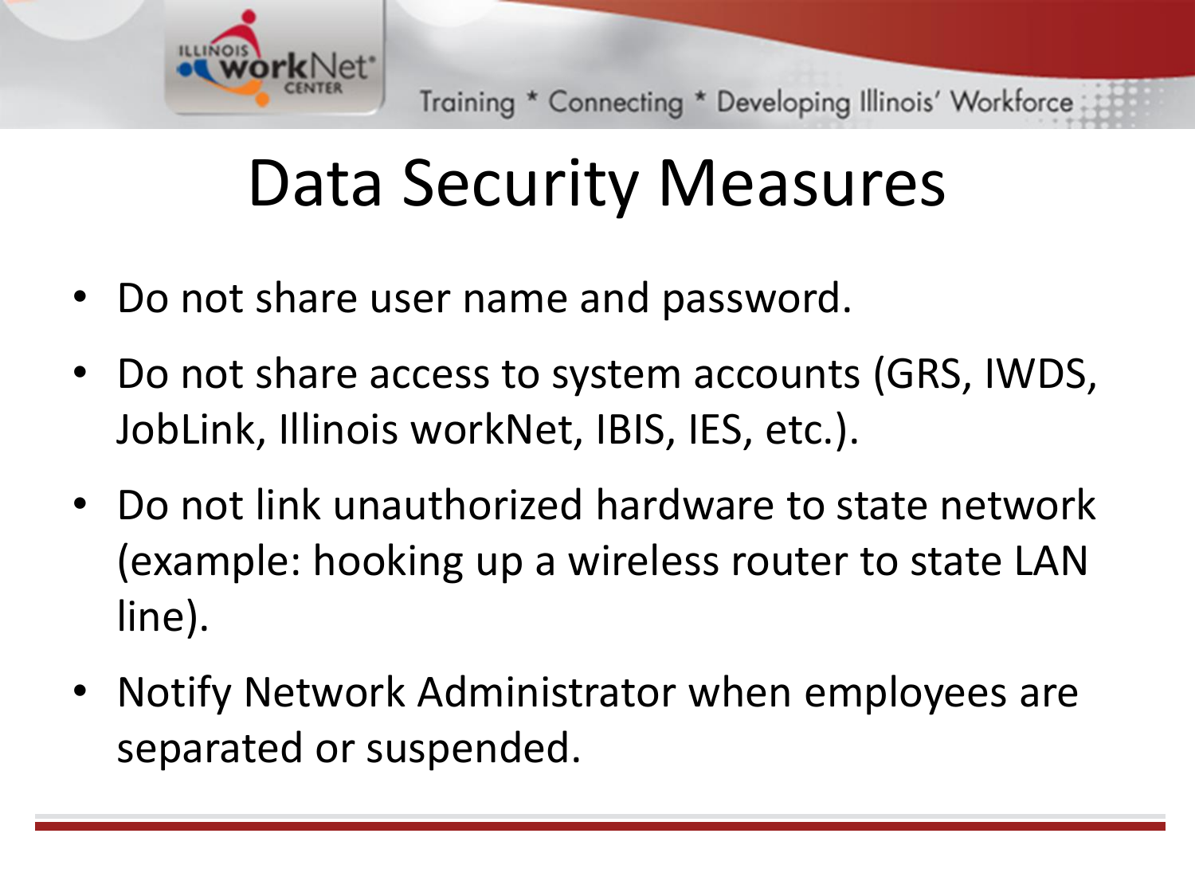# Data Security Measures

- Do not share user name and password.
- Do not share access to system accounts (GRS, IWDS, JobLink, Illinois workNet, IBIS, IES, etc.).
- Do not link unauthorized hardware to state network (example: hooking up a wireless router to state LAN line).
- Notify Network Administrator when employees are separated or suspended.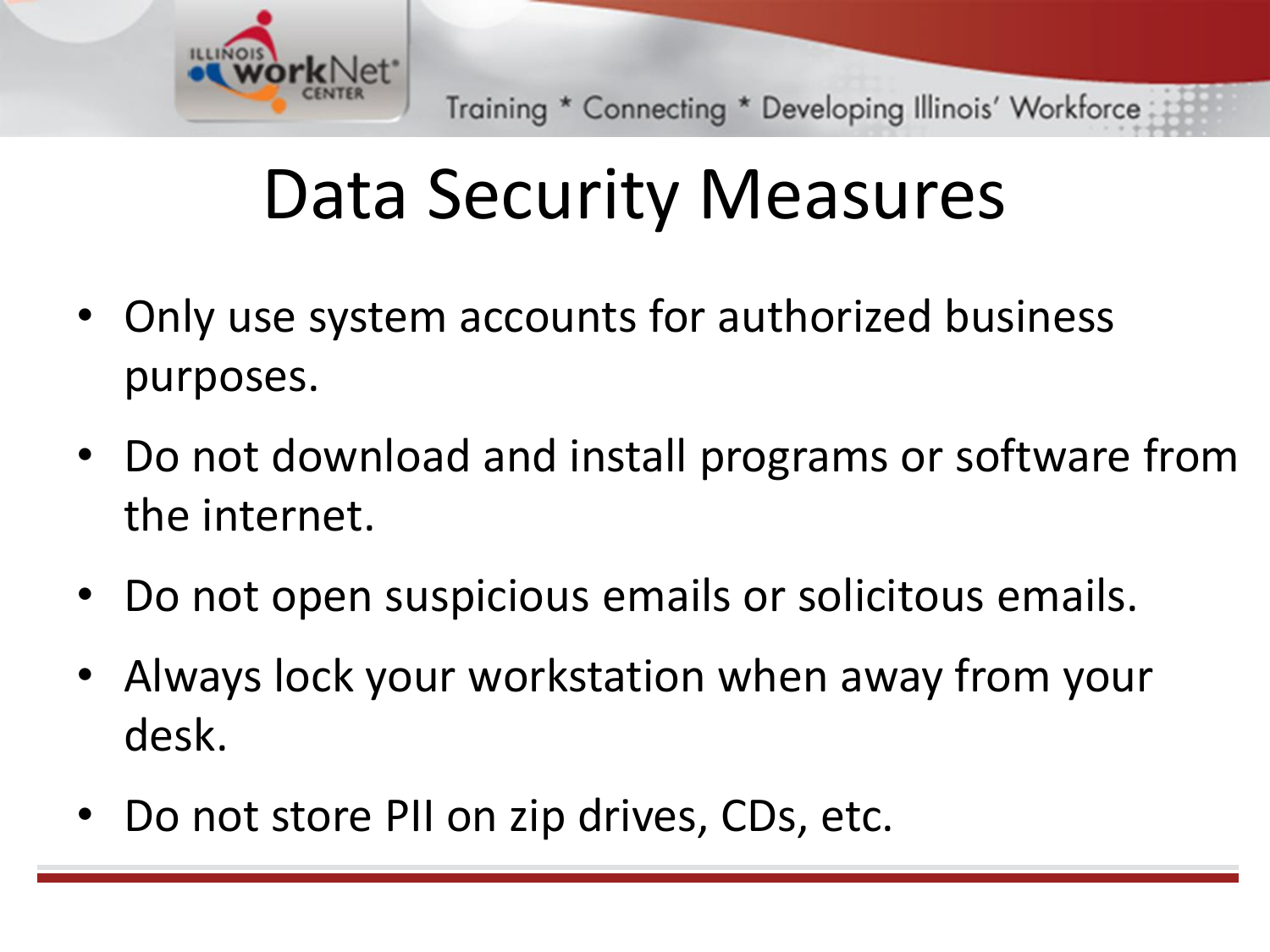# Data Security Measures

- Only use system accounts for authorized business purposes.
- Do not download and install programs or software from the internet.
- Do not open suspicious emails or solicitous emails.
- Always lock your workstation when away from your desk.
- Do not store PII on zip drives, CDs, etc.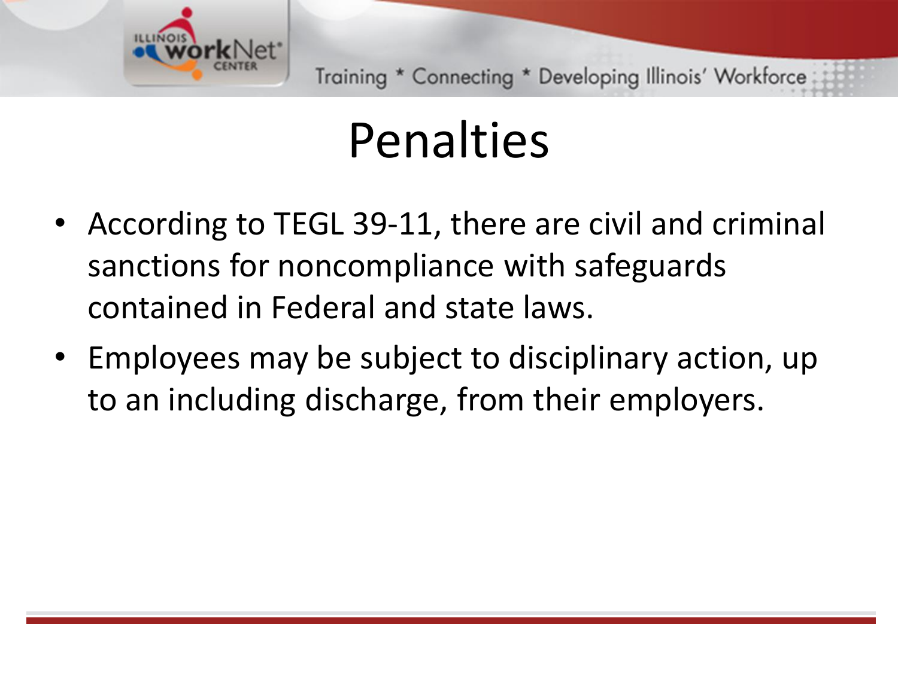# Penalties

- According to TEGL 39-11, there are civil and criminal sanctions for noncompliance with safeguards contained in Federal and state laws.
- Employees may be subject to disciplinary action, up to an including discharge, from their employers.